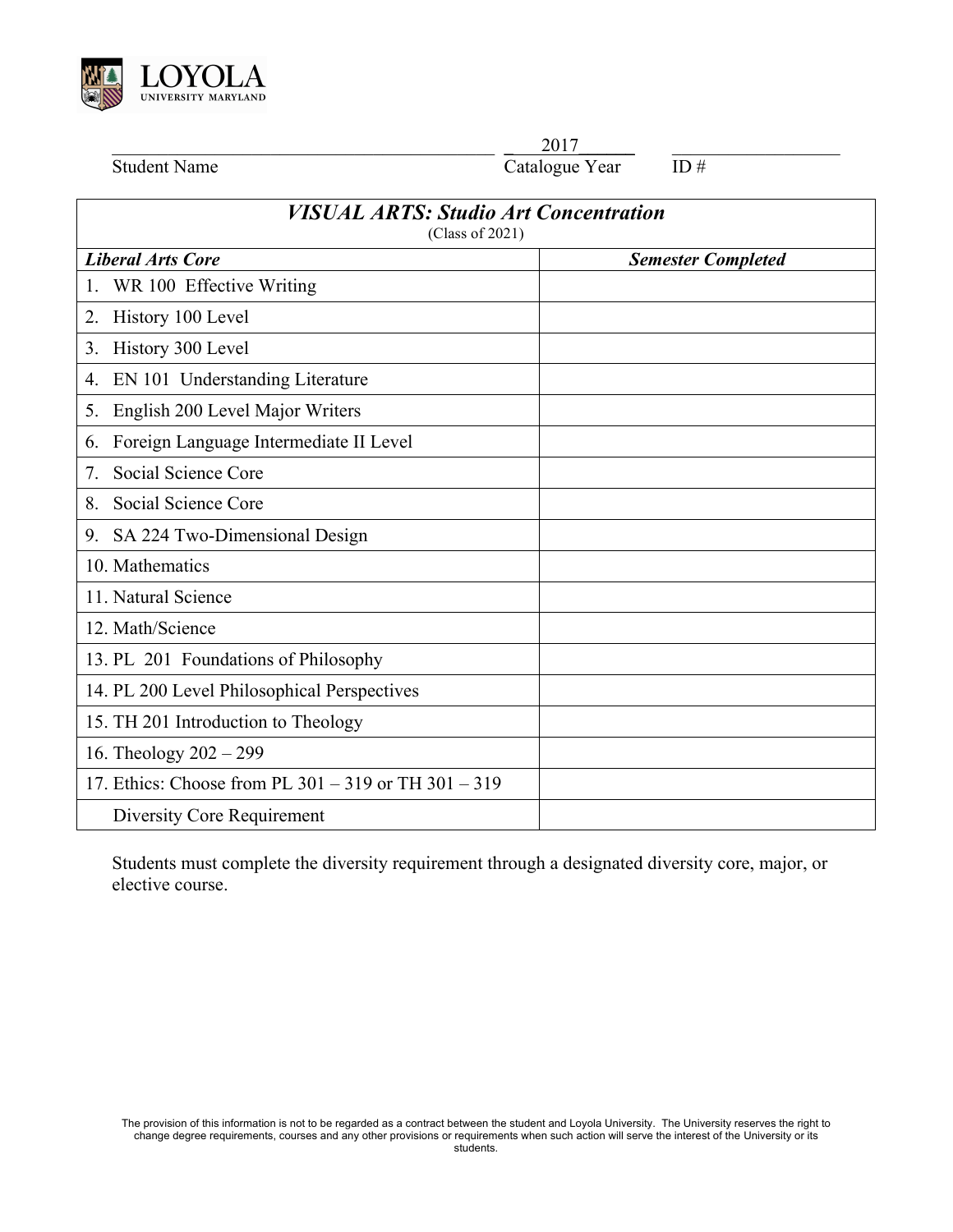LOYOLA UNIVERSITY MARYLAND

| Student Name | 2017 Catalogue Year | ID # |
|---|---|---|

| *VISUAL ARTS: Studio Art Concentration* (Class of 2021) | |
|---|---|
| ***Liberal Arts Core*** | ***Semester Completed*** |
| 1. WR 100 Effective Writing | |
| 2. History 100 Level | |
| 3. History 300 Level | |
| 4. EN 101 Understanding Literature | |
| 5. English 200 Level Major Writers | |
| 6. Foreign Language Intermediate II Level | |
| 7. Social Science Core | |
| 8. Social Science Core | |
| 9. SA 224 Two-Dimensional Design | |
| 10. Mathematics | |
| 11. Natural Science | |
| 12. Math/Science | |
| 13. PL 201 Foundations of Philosophy | |
| 14. PL 200 Level Philosophical Perspectives | |
| 15. TH 201 Introduction to Theology | |
| 16. Theology 202 – 299 | |
| 17. Ethics: Choose from PL 301 – 319 or TH 301 – 319 | |
| Diversity Core Requirement | |

Students must complete the diversity requirement through a designated diversity core, major, or elective course.

The provision of this information is not to be regarded as a contract between the student and Loyola University. The University reserves the right to change degree requirements, courses and any other provisions or requirements when such action will serve the interest of the University or its students.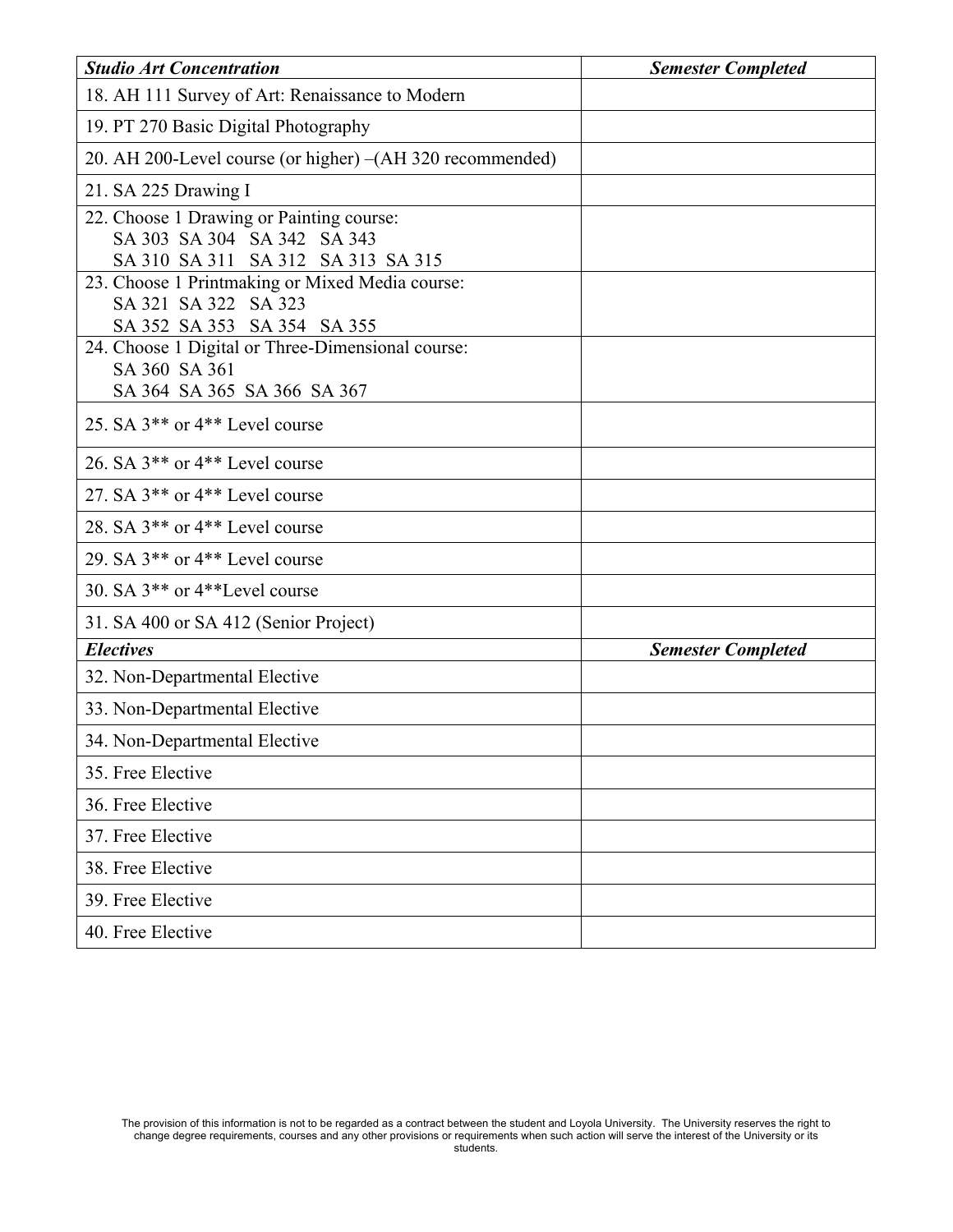| ***Studio Art Concentration*** | ***Semester Completed*** |
| --- | --- |
| 18. AH 111 Survey of Art: Renaissance to Modern | |
| 19. PT 270 Basic Digital Photography | |
| 20. AH 200-Level course (or higher) –(AH 320 recommended) | |
| 21. SA 225 Drawing I | |
| 22. Choose 1 Drawing or Painting course:<br>SA 303 SA 304 SA 342 SA 343<br>SA 310 SA 311 SA 312 SA 313 SA 315 | |
| 23. Choose 1 Printmaking or Mixed Media course:<br>SA 321 SA 322 SA 323<br>SA 352 SA 353 SA 354 SA 355 | |
| 24. Choose 1 Digital or Three-Dimensional course:<br>SA 360 SA 361<br>SA 364 SA 365 SA 366 SA 367 | |
| 25. SA 3** or 4** Level course | |
| 26. SA 3** or 4** Level course | |
| 27. SA 3** or 4** Level course | |
| 28. SA 3** or 4** Level course | |
| 29. SA 3** or 4** Level course | |
| 30. SA 3** or 4**Level course | |
| 31. SA 400 or SA 412 (Senior Project) | |
| ***Electives*** | ***Semester Completed*** |
| 32. Non-Departmental Elective | |
| 33. Non-Departmental Elective | |
| 34. Non-Departmental Elective | |
| 35. Free Elective | |
| 36. Free Elective | |
| 37. Free Elective | |
| 38. Free Elective | |
| 39. Free Elective | |
| 40. Free Elective | |

The provision of this information is not to be regarded as a contract between the student and Loyola University. The University reserves the right to change degree requirements, courses and any other provisions or requirements when such action will serve the interest of the University or its students.